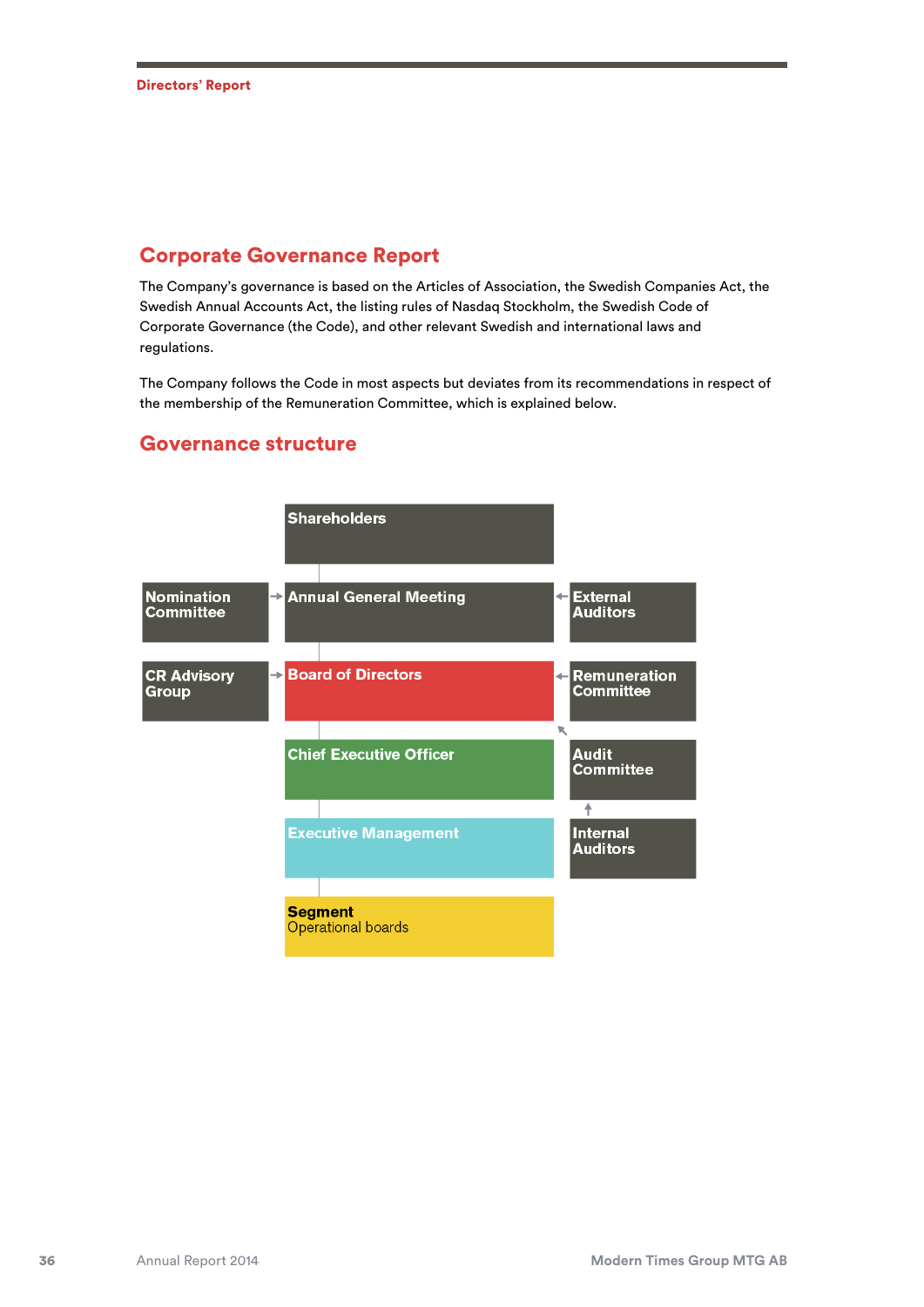## Corporate Governance Report

The Company's governance is based on the Articles of Association, the Swedish Companies Act, the Swedish Annual Accounts Act, the listing rules of Nasdaq Stockholm, the Swedish Code of Corporate Governance (the Code), and other relevant Swedish and international laws and regulations.

The Company follows the Code in most aspects but deviates from its recommendations in respect of the membership of the Remuneration Committee, which is explained below.

## Governance structure

- Shareholders
- Nomination Committee → Annual General Meeting ← External Auditors
- CR Advisory Group → Board of Directors ← Remuneration Committee
- Audit Committee → Board of Directors
- Internal Auditors → Audit Committee
- Chief Executive Officer
- Executive Management
- **Segment** Operational boards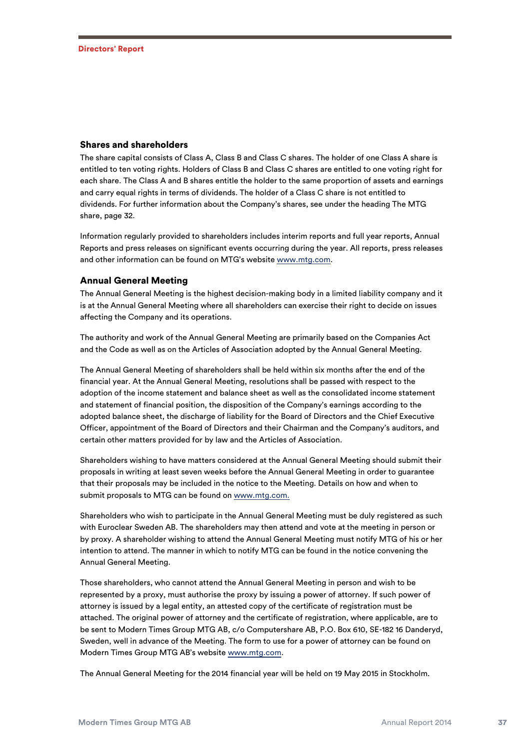### Shares and shareholders

The share capital consists of Class A, Class B and Class C shares. The holder of one Class A share is entitled to ten voting rights. Holders of Class B and Class C shares are entitled to one voting right for each share. The Class A and B shares entitle the holder to the same proportion of assets and earnings and carry equal rights in terms of dividends. The holder of a Class C share is not entitled to dividends. For further information about the Company's shares, see under the heading The MTG share, page 32.

Information regularly provided to shareholders includes interim reports and full year reports, Annual Reports and press releases on significant events occurring during the year. All reports, press releases and other information can be found on MTG's website www.mtg.com.

### Annual General Meeting

The Annual General Meeting is the highest decision-making body in a limited liability company and it is at the Annual General Meeting where all shareholders can exercise their right to decide on issues affecting the Company and its operations.

The authority and work of the Annual General Meeting are primarily based on the Companies Act and the Code as well as on the Articles of Association adopted by the Annual General Meeting.

The Annual General Meeting of shareholders shall be held within six months after the end of the financial year. At the Annual General Meeting, resolutions shall be passed with respect to the adoption of the income statement and balance sheet as well as the consolidated income statement and statement of financial position, the disposition of the Company's earnings according to the adopted balance sheet, the discharge of liability for the Board of Directors and the Chief Executive Officer, appointment of the Board of Directors and their Chairman and the Company's auditors, and certain other matters provided for by law and the Articles of Association.

Shareholders wishing to have matters considered at the Annual General Meeting should submit their proposals in writing at least seven weeks before the Annual General Meeting in order to guarantee that their proposals may be included in the notice to the Meeting. Details on how and when to submit proposals to MTG can be found on www.mtg.com.

Shareholders who wish to participate in the Annual General Meeting must be duly registered as such with Euroclear Sweden AB. The shareholders may then attend and vote at the meeting in person or by proxy. A shareholder wishing to attend the Annual General Meeting must notify MTG of his or her intention to attend. The manner in which to notify MTG can be found in the notice convening the Annual General Meeting.

Those shareholders, who cannot attend the Annual General Meeting in person and wish to be represented by a proxy, must authorise the proxy by issuing a power of attorney. If such power of attorney is issued by a legal entity, an attested copy of the certificate of registration must be attached. The original power of attorney and the certificate of registration, where applicable, are to be sent to Modern Times Group MTG AB, c/o Computershare AB, P.O. Box 610, SE-182 16 Danderyd, Sweden, well in advance of the Meeting. The form to use for a power of attorney can be found on Modern Times Group MTG AB's website www.mtg.com.

The Annual General Meeting for the 2014 financial year will be held on 19 May 2015 in Stockholm.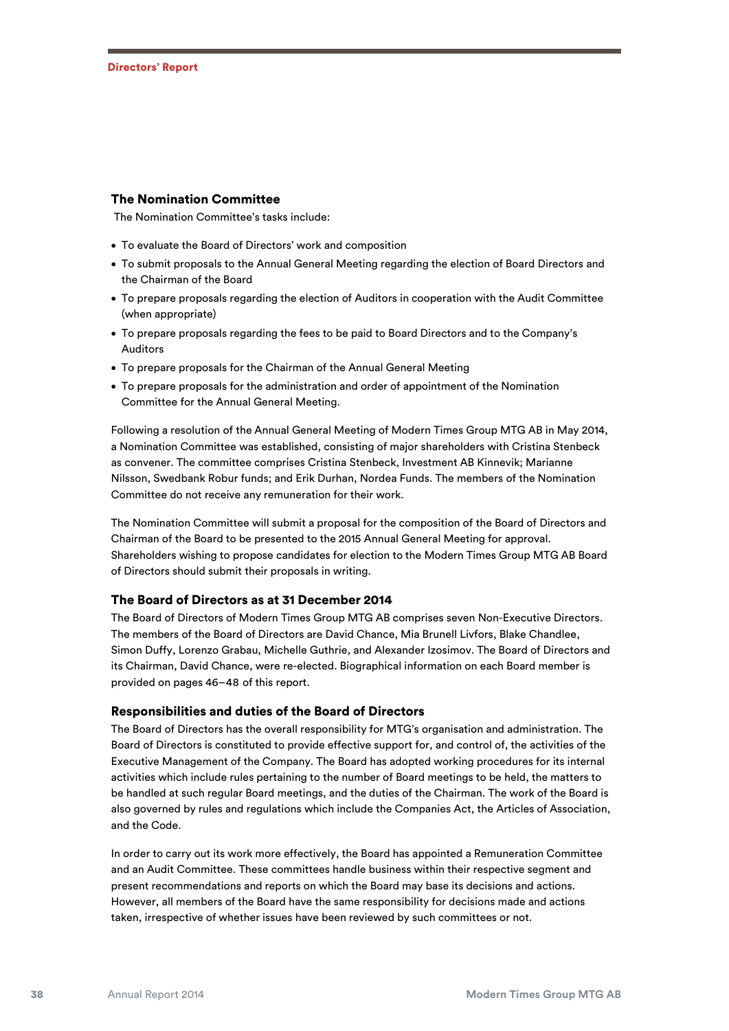## The Nomination Committee

The Nomination Committee's tasks include:

- To evaluate the Board of Directors' work and composition
- To submit proposals to the Annual General Meeting regarding the election of Board Directors and the Chairman of the Board
- To prepare proposals regarding the election of Auditors in cooperation with the Audit Committee (when appropriate)
- To prepare proposals regarding the fees to be paid to Board Directors and to the Company's Auditors
- To prepare proposals for the Chairman of the Annual General Meeting
- To prepare proposals for the administration and order of appointment of the Nomination Committee for the Annual General Meeting.

Following a resolution of the Annual General Meeting of Modern Times Group MTG AB in May 2014, a Nomination Committee was established, consisting of major shareholders with Cristina Stenbeck as convener. The committee comprises Cristina Stenbeck, Investment AB Kinnevik; Marianne Nilsson, Swedbank Robur funds; and Erik Durhan, Nordea Funds. The members of the Nomination Committee do not receive any remuneration for their work.

The Nomination Committee will submit a proposal for the composition of the Board of Directors and Chairman of the Board to be presented to the 2015 Annual General Meeting for approval. Shareholders wishing to propose candidates for election to the Modern Times Group MTG AB Board of Directors should submit their proposals in writing.

### The Board of Directors as at 31 December 2014

The Board of Directors of Modern Times Group MTG AB comprises seven Non-Executive Directors. The members of the Board of Directors are David Chance, Mia Brunell Livfors, Blake Chandlee, Simon Duffy, Lorenzo Grabau, Michelle Guthrie, and Alexander Izosimov. The Board of Directors and its Chairman, David Chance, were re-elected. Biographical information on each Board member is provided on pages 46–48 of this report.

### Responsibilities and duties of the Board of Directors

The Board of Directors has the overall responsibility for MTG's organisation and administration. The Board of Directors is constituted to provide effective support for, and control of, the activities of the Executive Management of the Company. The Board has adopted working procedures for its internal activities which include rules pertaining to the number of Board meetings to be held, the matters to be handled at such regular Board meetings, and the duties of the Chairman. The work of the Board is also governed by rules and regulations which include the Companies Act, the Articles of Association, and the Code.

In order to carry out its work more effectively, the Board has appointed a Remuneration Committee and an Audit Committee. These committees handle business within their respective segment and present recommendations and reports on which the Board may base its decisions and actions. However, all members of the Board have the same responsibility for decisions made and actions taken, irrespective of whether issues have been reviewed by such committees or not.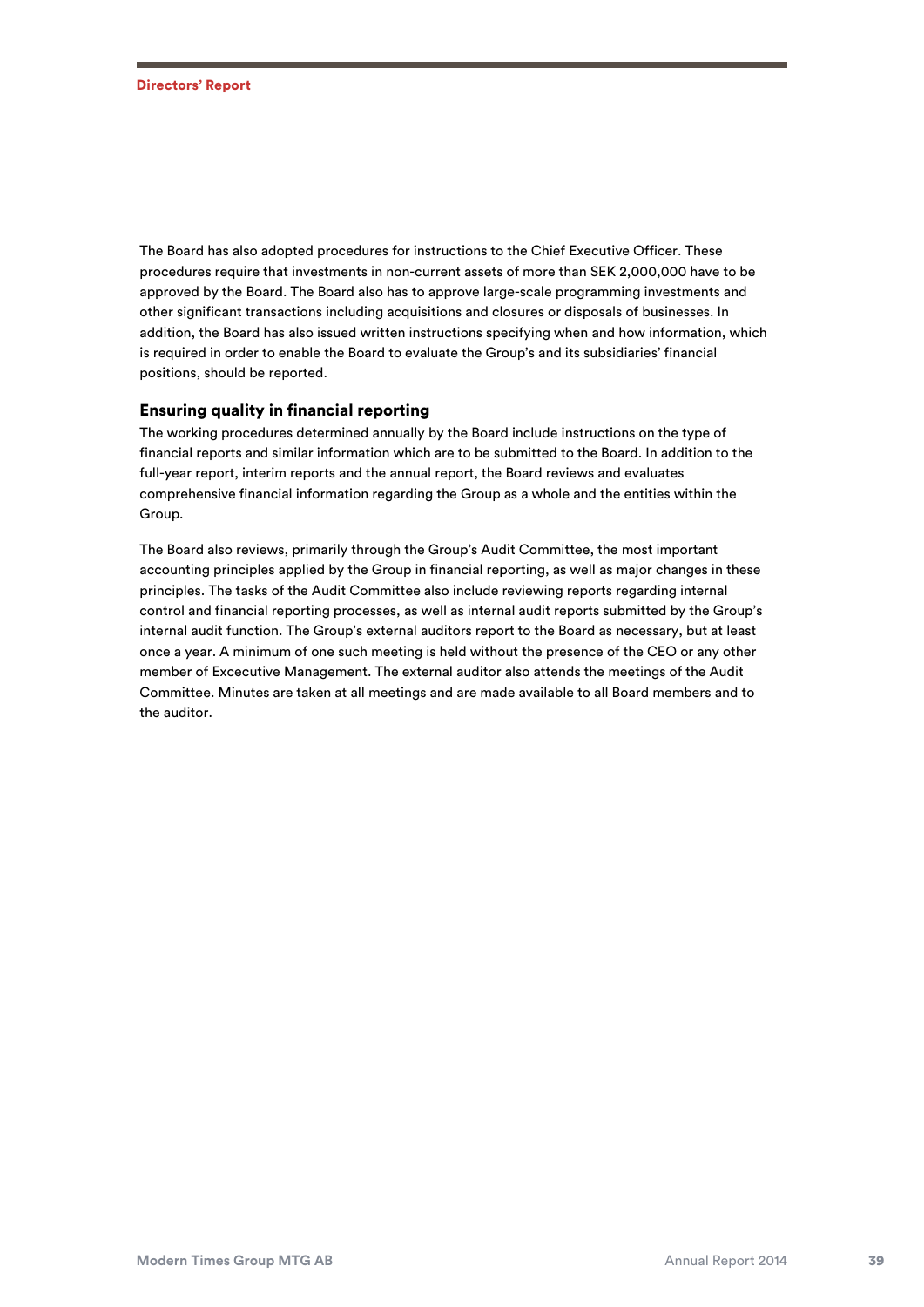The Board has also adopted procedures for instructions to the Chief Executive Officer. These procedures require that investments in non-current assets of more than SEK 2,000,000 have to be approved by the Board. The Board also has to approve large-scale programming investments and other significant transactions including acquisitions and closures or disposals of businesses. In addition, the Board has also issued written instructions specifying when and how information, which is required in order to enable the Board to evaluate the Group's and its subsidiaries' financial positions, should be reported.

### Ensuring quality in financial reporting

The working procedures determined annually by the Board include instructions on the type of financial reports and similar information which are to be submitted to the Board. In addition to the full-year report, interim reports and the annual report, the Board reviews and evaluates comprehensive financial information regarding the Group as a whole and the entities within the Group.

The Board also reviews, primarily through the Group's Audit Committee, the most important accounting principles applied by the Group in financial reporting, as well as major changes in these principles. The tasks of the Audit Committee also include reviewing reports regarding internal control and financial reporting processes, as well as internal audit reports submitted by the Group's internal audit function. The Group's external auditors report to the Board as necessary, but at least once a year. A minimum of one such meeting is held without the presence of the CEO or any other member of Excecutive Management. The external auditor also attends the meetings of the Audit Committee. Minutes are taken at all meetings and are made available to all Board members and to the auditor.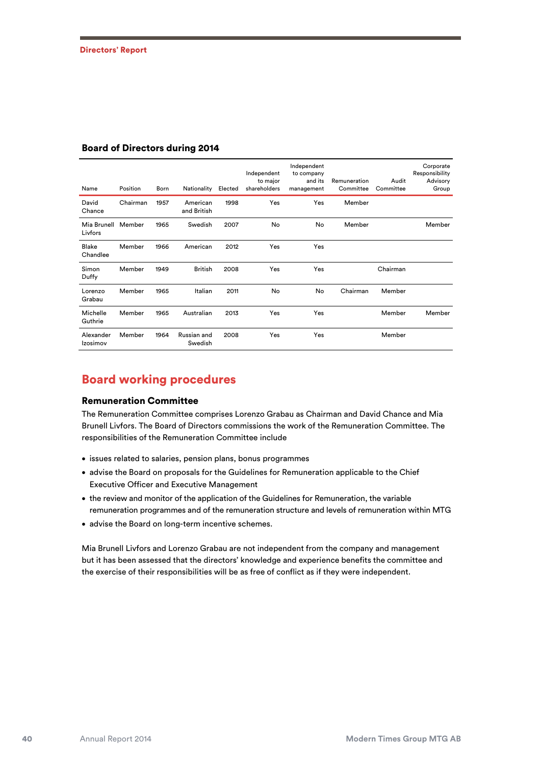## Board of Directors during 2014

| Name | Position | Born | Nationality | Elected | Independent to major shareholders | Independent to company and its management | Remuneration Committee | Audit Committee | Corporate Responsibility Advisory Group |
|---|---|---|---|---|---|---|---|---|---|
| David Chance | Chairman | 1957 | American and British | 1998 | Yes | Yes | Member | | |
| Mia Brunell Livfors | Member | 1965 | Swedish | 2007 | No | No | Member | | Member |
| Blake Chandlee | Member | 1966 | American | 2012 | Yes | Yes | | | |
| Simon Duffy | Member | 1949 | British | 2008 | Yes | Yes | | Chairman | |
| Lorenzo Grabau | Member | 1965 | Italian | 2011 | No | No | Chairman | Member | |
| Michelle Guthrie | Member | 1965 | Australian | 2013 | Yes | Yes | | Member | Member |
| Alexander Izosimov | Member | 1964 | Russian and Swedish | 2008 | Yes | Yes | | Member | |

## Board working procedures

### Remuneration Committee

The Remuneration Committee comprises Lorenzo Grabau as Chairman and David Chance and Mia Brunell Livfors. The Board of Directors commissions the work of the Remuneration Committee. The responsibilities of the Remuneration Committee include

- issues related to salaries, pension plans, bonus programmes
- advise the Board on proposals for the Guidelines for Remuneration applicable to the Chief Executive Officer and Executive Management
- the review and monitor of the application of the Guidelines for Remuneration, the variable remuneration programmes and of the remuneration structure and levels of remuneration within MTG
- advise the Board on long-term incentive schemes.

Mia Brunell Livfors and Lorenzo Grabau are not independent from the company and management but it has been assessed that the directors' knowledge and experience benefits the committee and the exercise of their responsibilities will be as free of conflict as if they were independent.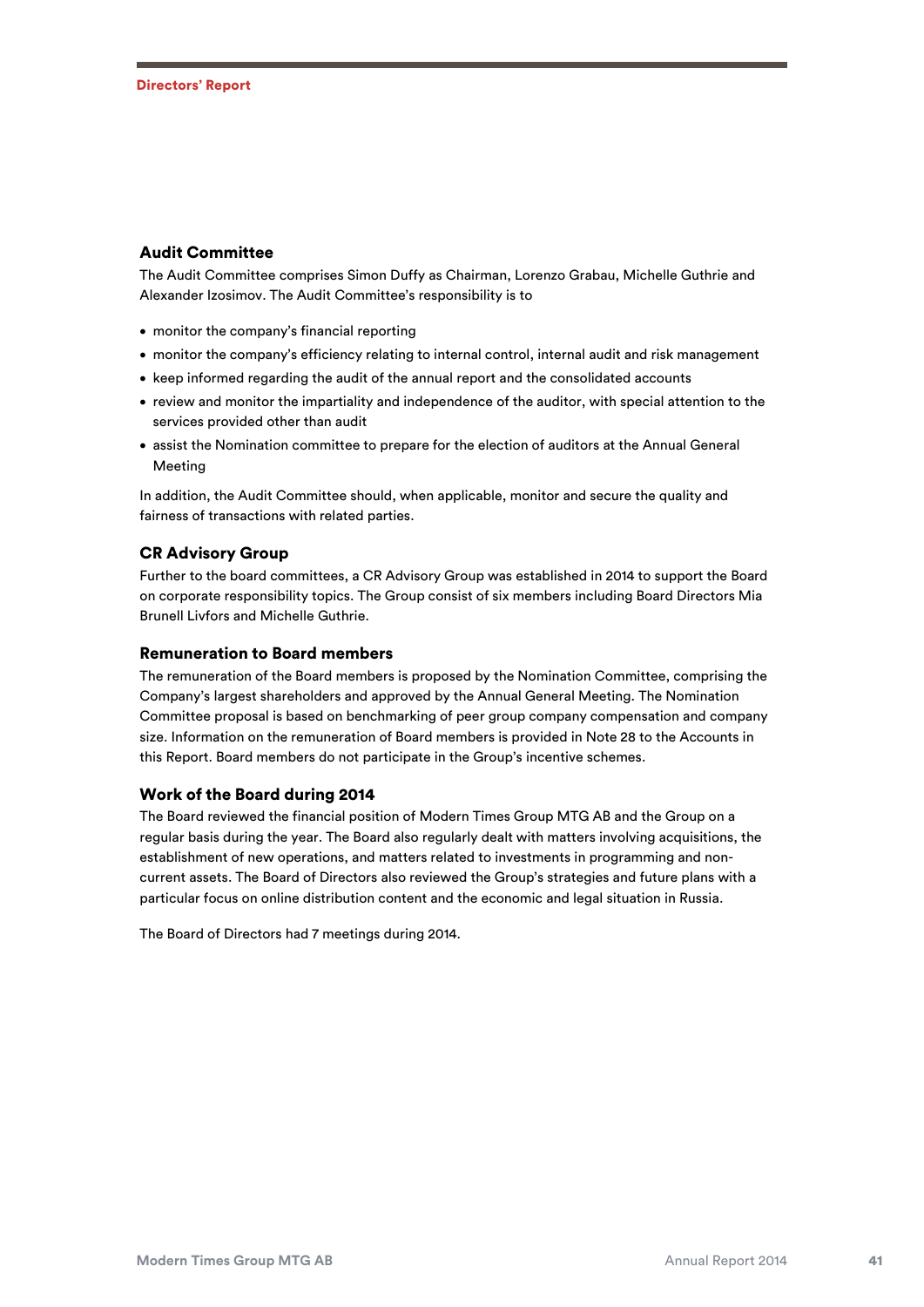### Audit Committee

The Audit Committee comprises Simon Duffy as Chairman, Lorenzo Grabau, Michelle Guthrie and Alexander Izosimov. The Audit Committee's responsibility is to

- monitor the company's financial reporting
- monitor the company's efficiency relating to internal control, internal audit and risk management
- keep informed regarding the audit of the annual report and the consolidated accounts
- review and monitor the impartiality and independence of the auditor, with special attention to the services provided other than audit
- assist the Nomination committee to prepare for the election of auditors at the Annual General Meeting

In addition, the Audit Committee should, when applicable, monitor and secure the quality and fairness of transactions with related parties.

### CR Advisory Group

Further to the board committees, a CR Advisory Group was established in 2014 to support the Board on corporate responsibility topics. The Group consist of six members including Board Directors Mia Brunell Livfors and Michelle Guthrie.

### Remuneration to Board members

The remuneration of the Board members is proposed by the Nomination Committee, comprising the Company's largest shareholders and approved by the Annual General Meeting. The Nomination Committee proposal is based on benchmarking of peer group company compensation and company size. Information on the remuneration of Board members is provided in Note 28 to the Accounts in this Report. Board members do not participate in the Group's incentive schemes.

### Work of the Board during 2014

The Board reviewed the financial position of Modern Times Group MTG AB and the Group on a regular basis during the year. The Board also regularly dealt with matters involving acquisitions, the establishment of new operations, and matters related to investments in programming and non-current assets. The Board of Directors also reviewed the Group's strategies and future plans with a particular focus on online distribution content and the economic and legal situation in Russia.

The Board of Directors had 7 meetings during 2014.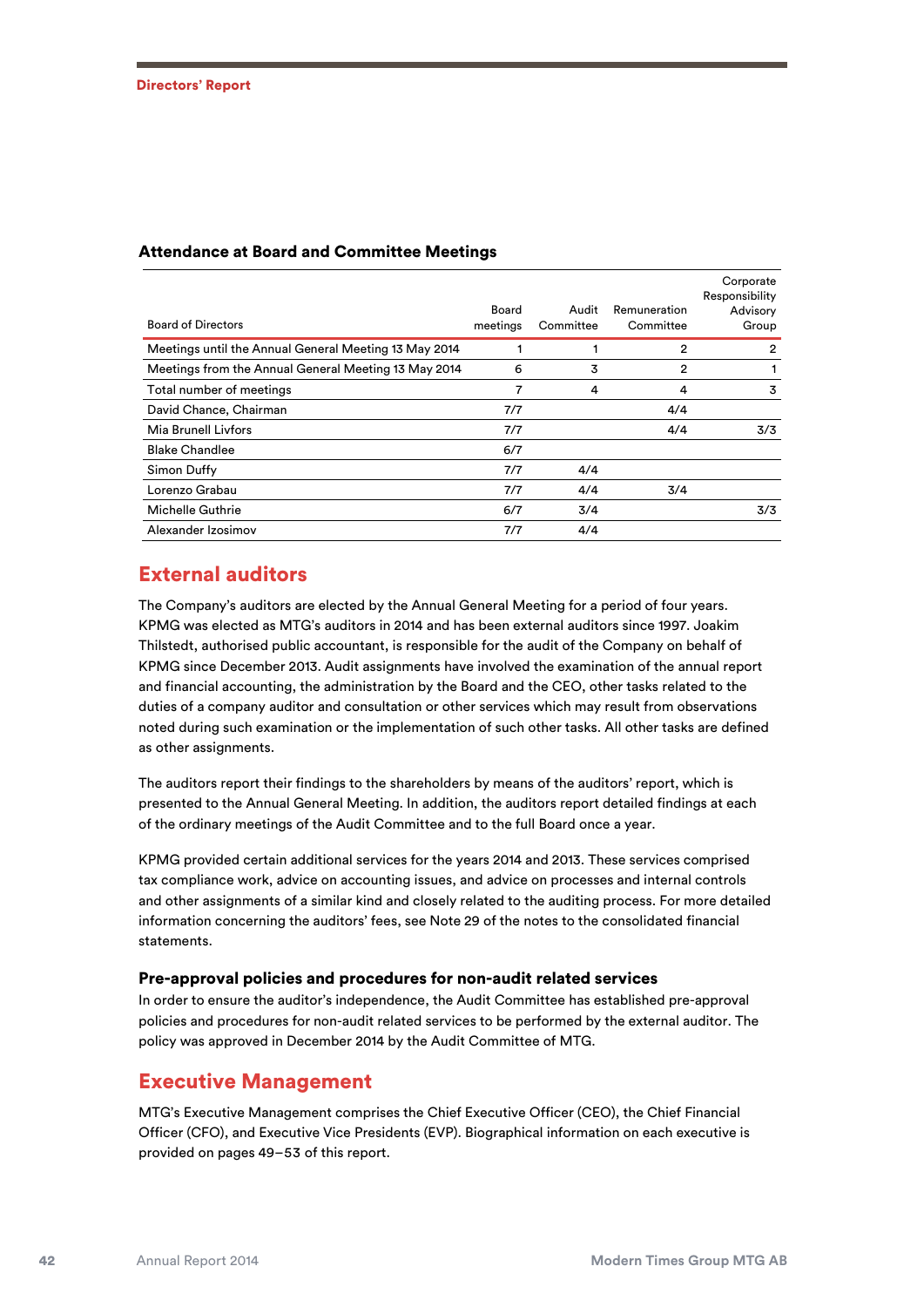### Attendance at Board and Committee Meetings

| Board of Directors | Board meetings | Audit Committee | Remuneration Committee | Corporate Responsibility Advisory Group |
|---|---|---|---|---|
| Meetings until the Annual General Meeting 13 May 2014 | 1 | 1 | 2 | 2 |
| Meetings from the Annual General Meeting 13 May 2014 | 6 | 3 | 2 | 1 |
| Total number of meetings | 7 | 4 | 4 | 3 |
| David Chance, Chairman | 7/7 | | 4/4 | |
| Mia Brunell Livfors | 7/7 | | 4/4 | 3/3 |
| Blake Chandlee | 6/7 | | | |
| Simon Duffy | 7/7 | 4/4 | | |
| Lorenzo Grabau | 7/7 | 4/4 | 3/4 | |
| Michelle Guthrie | 6/7 | 3/4 | | 3/3 |
| Alexander Izosimov | 7/7 | 4/4 | | |

## External auditors

The Company's auditors are elected by the Annual General Meeting for a period of four years. KPMG was elected as MTG's auditors in 2014 and has been external auditors since 1997. Joakim Thilstedt, authorised public accountant, is responsible for the audit of the Company on behalf of KPMG since December 2013. Audit assignments have involved the examination of the annual report and financial accounting, the administration by the Board and the CEO, other tasks related to the duties of a company auditor and consultation or other services which may result from observations noted during such examination or the implementation of such other tasks. All other tasks are defined as other assignments.

The auditors report their findings to the shareholders by means of the auditors' report, which is presented to the Annual General Meeting. In addition, the auditors report detailed findings at each of the ordinary meetings of the Audit Committee and to the full Board once a year.

KPMG provided certain additional services for the years 2014 and 2013. These services comprised tax compliance work, advice on accounting issues, and advice on processes and internal controls and other assignments of a similar kind and closely related to the auditing process. For more detailed information concerning the auditors' fees, see Note 29 of the notes to the consolidated financial statements.

### Pre-approval policies and procedures for non-audit related services

In order to ensure the auditor's independence, the Audit Committee has established pre-approval policies and procedures for non-audit related services to be performed by the external auditor. The policy was approved in December 2014 by the Audit Committee of MTG.

## Executive Management

MTG's Executive Management comprises the Chief Executive Officer (CEO), the Chief Financial Officer (CFO), and Executive Vice Presidents (EVP). Biographical information on each executive is provided on pages 49–53 of this report.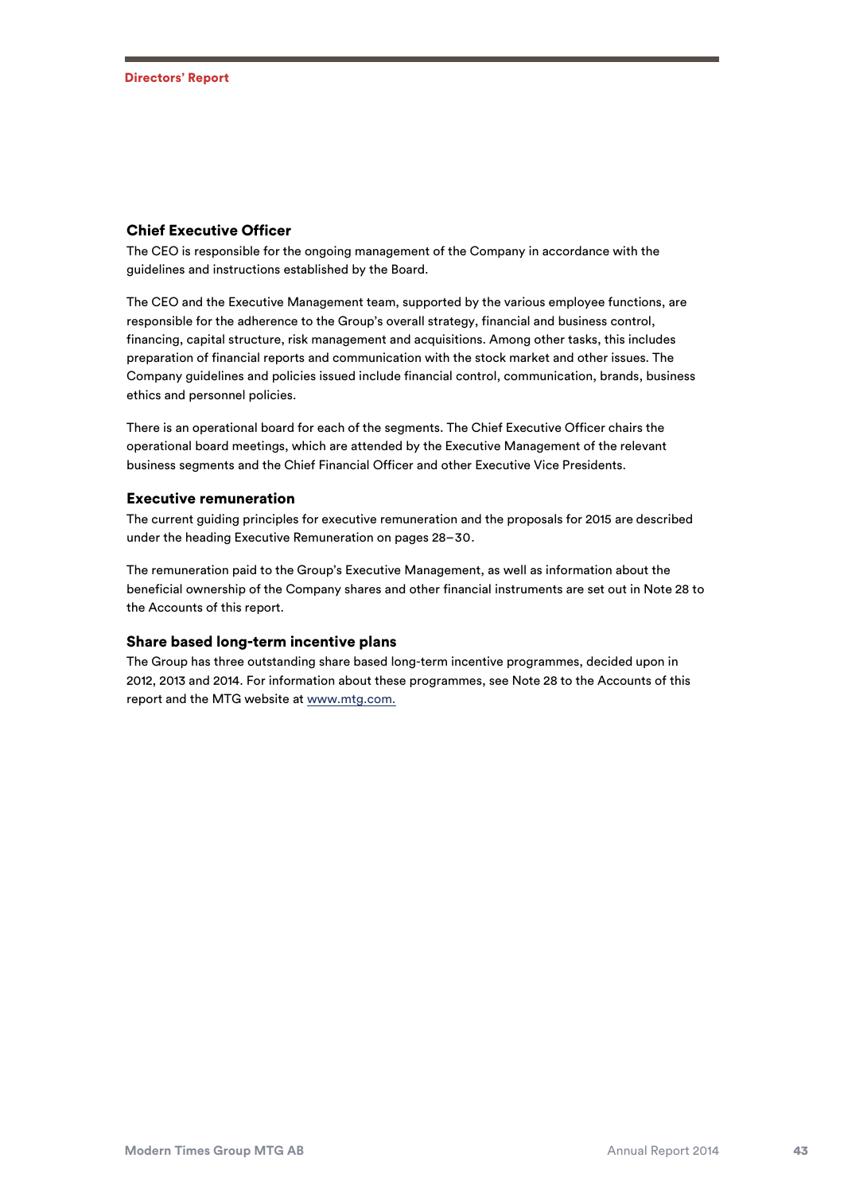### Chief Executive Officer

The CEO is responsible for the ongoing management of the Company in accordance with the guidelines and instructions established by the Board.

The CEO and the Executive Management team, supported by the various employee functions, are responsible for the adherence to the Group's overall strategy, financial and business control, financing, capital structure, risk management and acquisitions. Among other tasks, this includes preparation of financial reports and communication with the stock market and other issues. The Company guidelines and policies issued include financial control, communication, brands, business ethics and personnel policies.

There is an operational board for each of the segments. The Chief Executive Officer chairs the operational board meetings, which are attended by the Executive Management of the relevant business segments and the Chief Financial Officer and other Executive Vice Presidents.

### Executive remuneration

The current guiding principles for executive remuneration and the proposals for 2015 are described under the heading Executive Remuneration on pages 28–30.

The remuneration paid to the Group's Executive Management, as well as information about the beneficial ownership of the Company shares and other financial instruments are set out in Note 28 to the Accounts of this report.

### Share based long-term incentive plans

The Group has three outstanding share based long-term incentive programmes, decided upon in 2012, 2013 and 2014. For information about these programmes, see Note 28 to the Accounts of this report and the MTG website at www.mtg.com.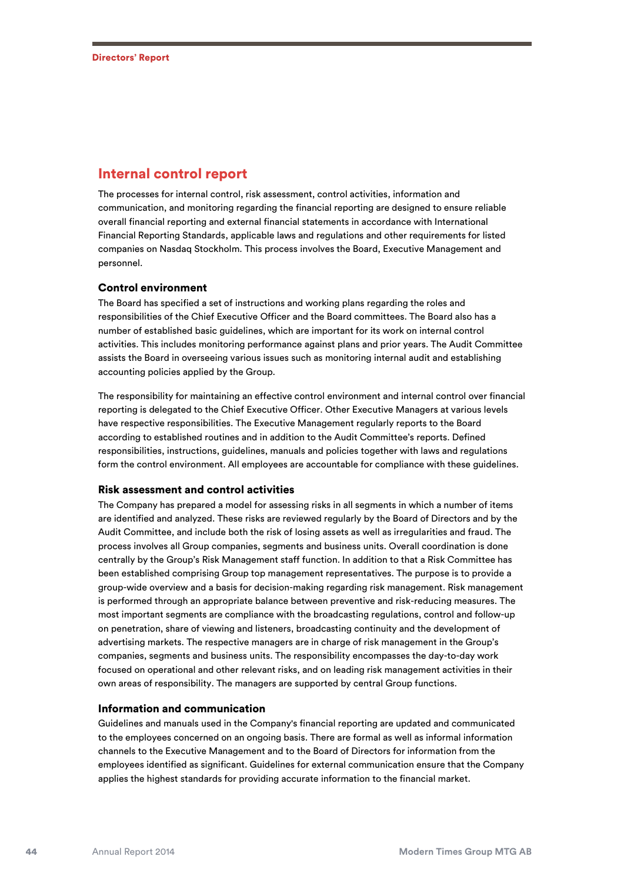## Internal control report

The processes for internal control, risk assessment, control activities, information and communication, and monitoring regarding the financial reporting are designed to ensure reliable overall financial reporting and external financial statements in accordance with International Financial Reporting Standards, applicable laws and regulations and other requirements for listed companies on Nasdaq Stockholm. This process involves the Board, Executive Management and personnel.

### Control environment

The Board has specified a set of instructions and working plans regarding the roles and responsibilities of the Chief Executive Officer and the Board committees. The Board also has a number of established basic guidelines, which are important for its work on internal control activities. This includes monitoring performance against plans and prior years. The Audit Committee assists the Board in overseeing various issues such as monitoring internal audit and establishing accounting policies applied by the Group.

The responsibility for maintaining an effective control environment and internal control over financial reporting is delegated to the Chief Executive Officer. Other Executive Managers at various levels have respective responsibilities. The Executive Management regularly reports to the Board according to established routines and in addition to the Audit Committee's reports. Defined responsibilities, instructions, guidelines, manuals and policies together with laws and regulations form the control environment. All employees are accountable for compliance with these guidelines.

### Risk assessment and control activities

The Company has prepared a model for assessing risks in all segments in which a number of items are identified and analyzed. These risks are reviewed regularly by the Board of Directors and by the Audit Committee, and include both the risk of losing assets as well as irregularities and fraud. The process involves all Group companies, segments and business units. Overall coordination is done centrally by the Group's Risk Management staff function. In addition to that a Risk Committee has been established comprising Group top management representatives. The purpose is to provide a group-wide overview and a basis for decision-making regarding risk management. Risk management is performed through an appropriate balance between preventive and risk-reducing measures. The most important segments are compliance with the broadcasting regulations, control and follow-up on penetration, share of viewing and listeners, broadcasting continuity and the development of advertising markets. The respective managers are in charge of risk management in the Group's companies, segments and business units. The responsibility encompasses the day-to-day work focused on operational and other relevant risks, and on leading risk management activities in their own areas of responsibility. The managers are supported by central Group functions.

### Information and communication

Guidelines and manuals used in the Company's financial reporting are updated and communicated to the employees concerned on an ongoing basis. There are formal as well as informal information channels to the Executive Management and to the Board of Directors for information from the employees identified as significant. Guidelines for external communication ensure that the Company applies the highest standards for providing accurate information to the financial market.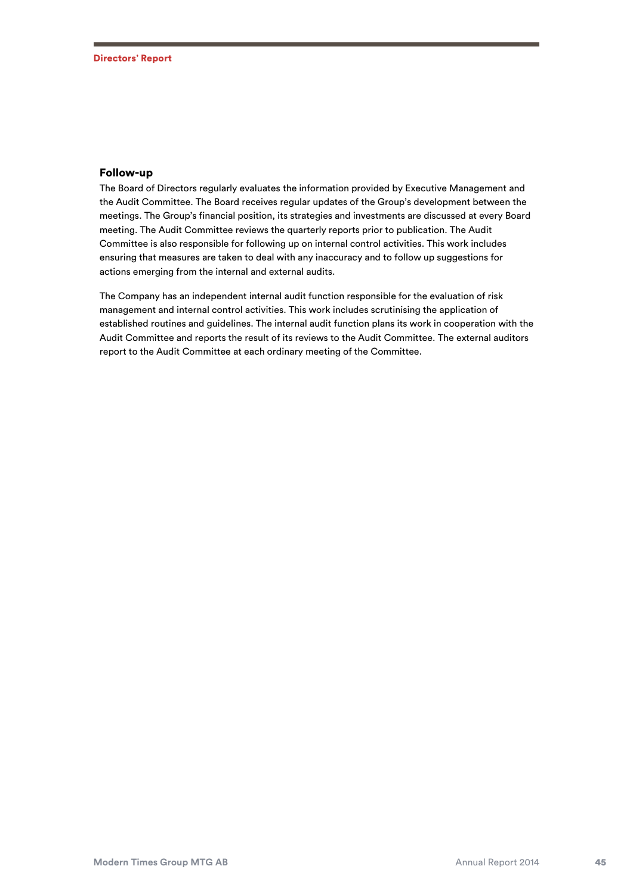### Follow-up

The Board of Directors regularly evaluates the information provided by Executive Management and the Audit Committee. The Board receives regular updates of the Group's development between the meetings. The Group's financial position, its strategies and investments are discussed at every Board meeting. The Audit Committee reviews the quarterly reports prior to publication. The Audit Committee is also responsible for following up on internal control activities. This work includes ensuring that measures are taken to deal with any inaccuracy and to follow up suggestions for actions emerging from the internal and external audits.

The Company has an independent internal audit function responsible for the evaluation of risk management and internal control activities. This work includes scrutinising the application of established routines and guidelines. The internal audit function plans its work in cooperation with the Audit Committee and reports the result of its reviews to the Audit Committee. The external auditors report to the Audit Committee at each ordinary meeting of the Committee.